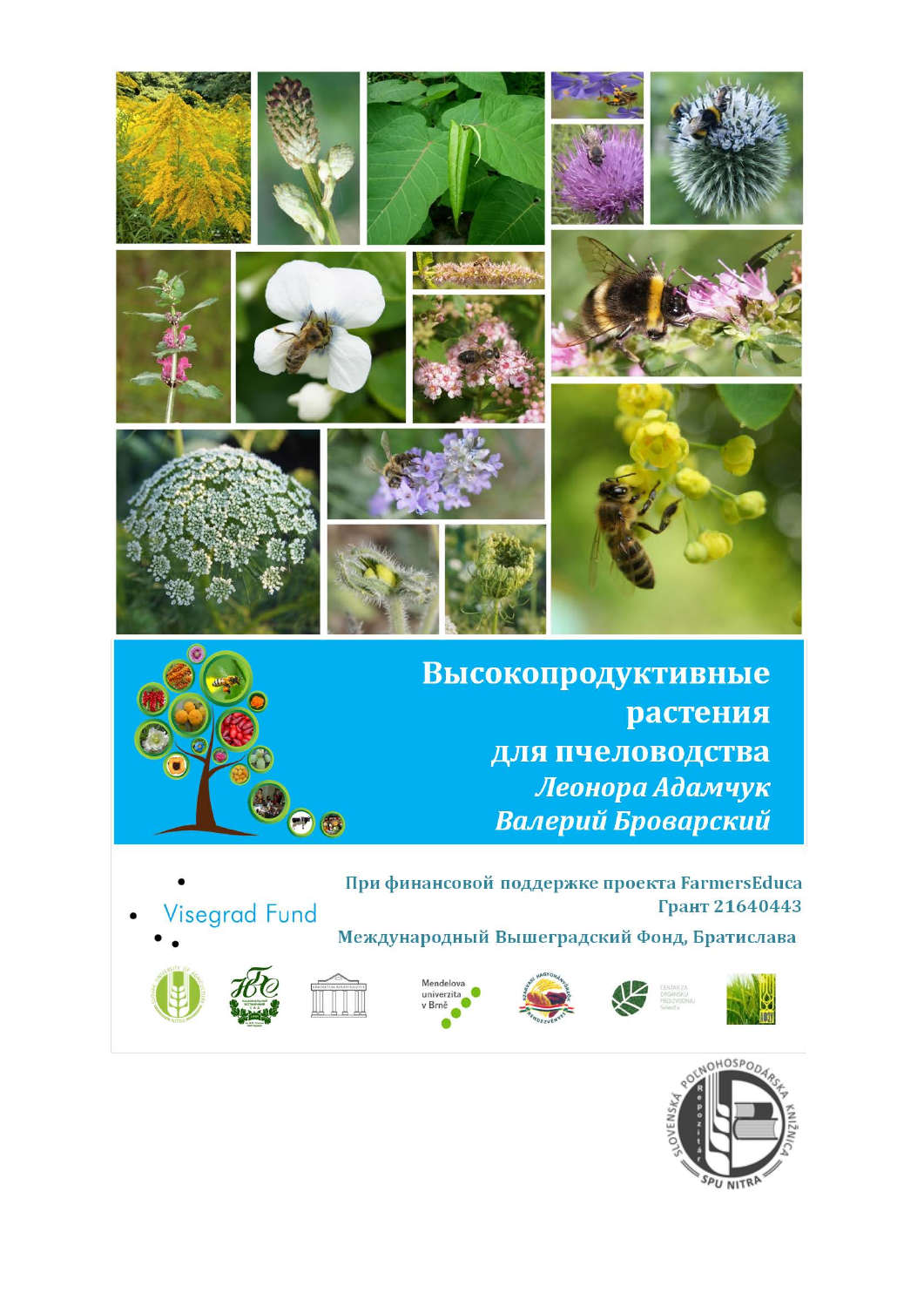# Высокопродуктивные растения для пчеловодства

***Леонора Адамчук***

***Валерий Броварский***

Visegrad Fund

При финансовой поддержке проекта FarmersEduca
Грант 21640443

Международный Вышеградский Фонд, Братислава

Mendelova univerzita v Brně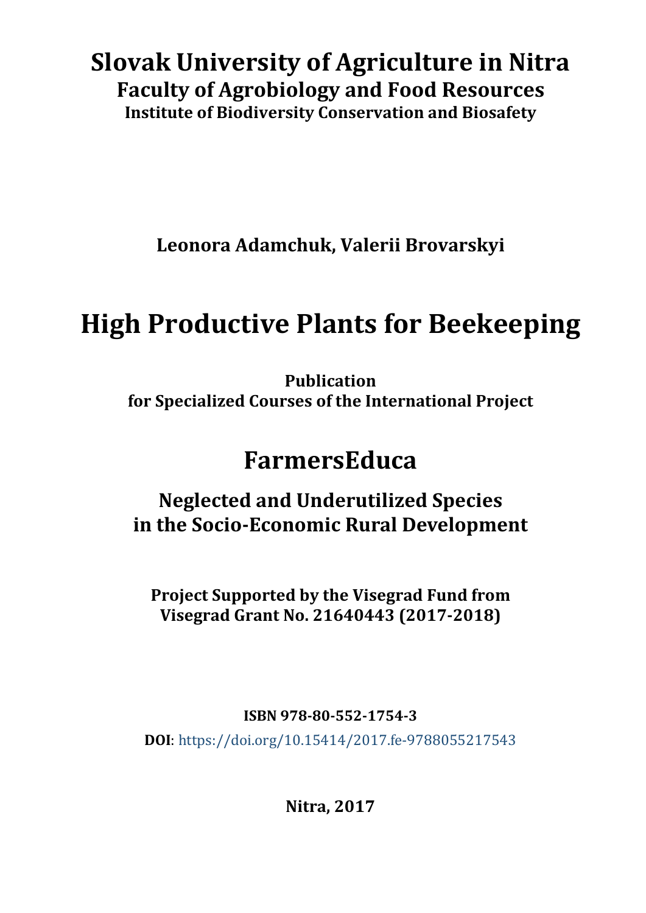# Slovak University of Agriculture in Nitra

## Faculty of Agrobiology and Food Resources

### Institute of Biodiversity Conservation and Biosafety

**Leonora Adamchuk, Valerii Brovarskyi**

# High Productive Plants for Beekeeping

**Publication**
**for Specialized Courses of the International Project**

## FarmersEduca

### Neglected and Underutilized Species in the Socio-Economic Rural Development

**Project Supported by the Visegrad Fund from**
**Visegrad Grant No. 21640443 (2017-2018)**

**ISBN 978-80-552-1754-3**

**DOI**: https://doi.org/10.15414/2017.fe-9788055217543

**Nitra, 2017**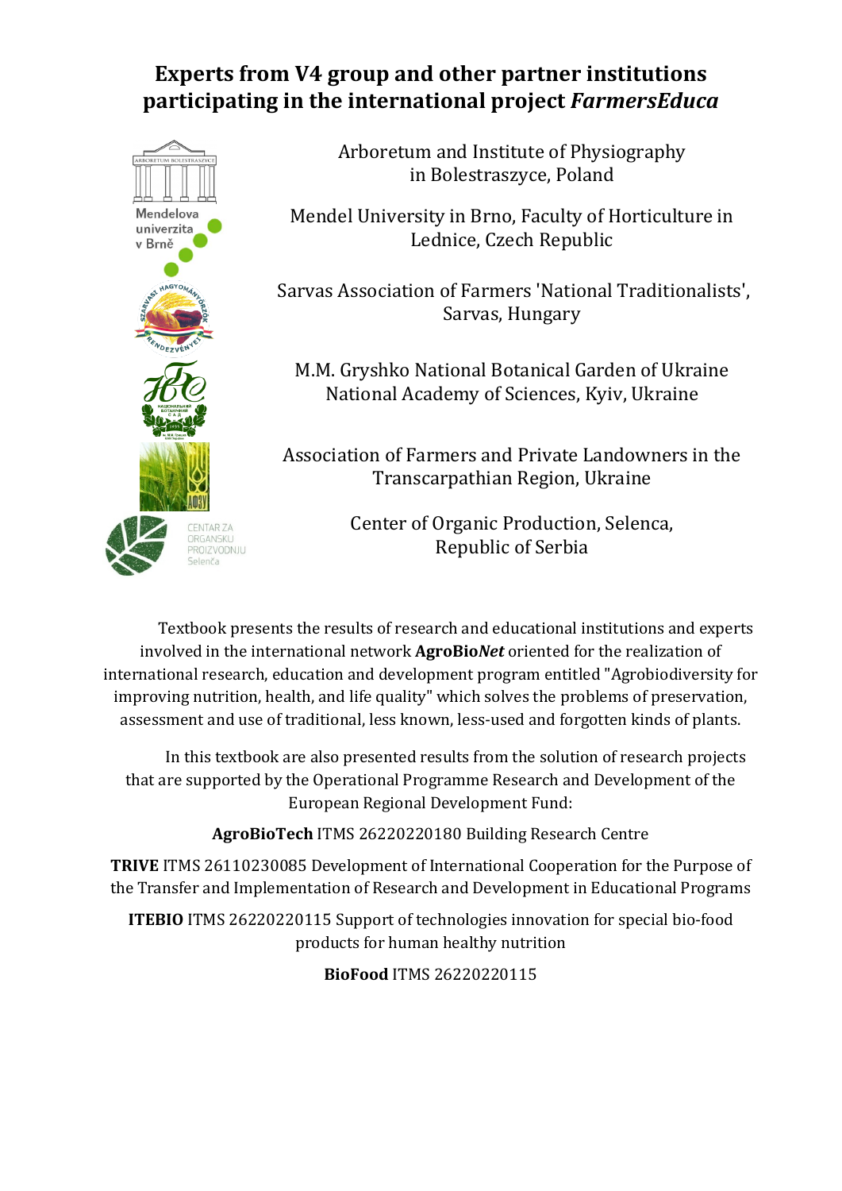# Experts from V4 group and other partner institutions participating in the international project *FarmersEduca*

Arboretum and Institute of Physiography in Bolestraszyce, Poland

Mendel University in Brno, Faculty of Horticulture in Lednice, Czech Republic

Sarvas Association of Farmers 'National Traditionalists', Sarvas, Hungary

M.M. Gryshko National Botanical Garden of Ukraine National Academy of Sciences, Kyiv, Ukraine

Association of Farmers and Private Landowners in the Transcarpathian Region, Ukraine

Center of Organic Production, Selenca, Republic of Serbia

Textbook presents the results of research and educational institutions and experts involved in the international network **AgroBio*Net*** oriented for the realization of international research, education and development program entitled "Agrobiodiversity for improving nutrition, health, and life quality" which solves the problems of preservation, assessment and use of traditional, less known, less-used and forgotten kinds of plants.

In this textbook are also presented results from the solution of research projects that are supported by the Operational Programme Research and Development of the European Regional Development Fund:

**AgroBioTech** ITMS 26220220180 Building Research Centre

**TRIVE** ITMS 26110230085 Development of International Cooperation for the Purpose of the Transfer and Implementation of Research and Development in Educational Programs

**ITEBIO** ITMS 26220220115 Support of technologies innovation for special bio-food products for human healthy nutrition

**BioFood** ITMS 26220220115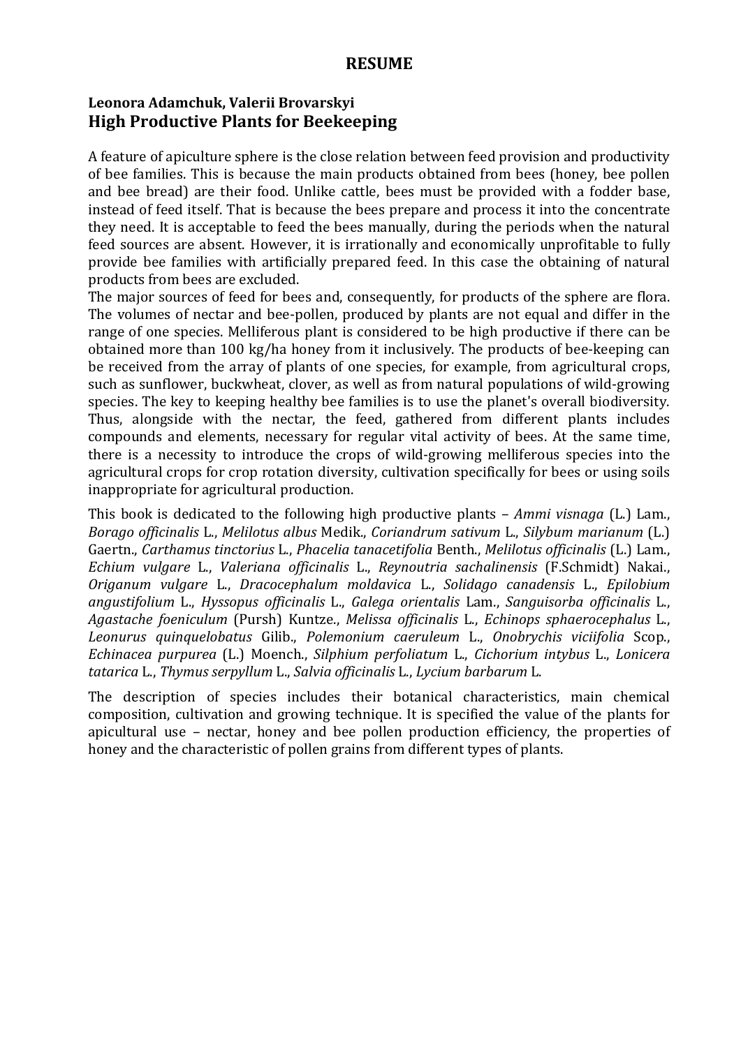# RESUME

**Leonora Adamchuk, Valerii Brovarskyi**

## High Productive Plants for Beekeeping

A feature of apiculture sphere is the close relation between feed provision and productivity of bee families. This is because the main products obtained from bees (honey, bee pollen and bee bread) are their food. Unlike cattle, bees must be provided with a fodder base, instead of feed itself. That is because the bees prepare and process it into the concentrate they need. It is acceptable to feed the bees manually, during the periods when the natural feed sources are absent. However, it is irrationally and economically unprofitable to fully provide bee families with artificially prepared feed. In this case the obtaining of natural products from bees are excluded.

The major sources of feed for bees and, consequently, for products of the sphere are flora. The volumes of nectar and bee-pollen, produced by plants are not equal and differ in the range of one species. Melliferous plant is considered to be high productive if there can be obtained more than 100 kg/ha honey from it inclusively. The products of bee-keeping can be received from the array of plants of one species, for example, from agricultural crops, such as sunflower, buckwheat, clover, as well as from natural populations of wild-growing species. The key to keeping healthy bee families is to use the planet's overall biodiversity. Thus, alongside with the nectar, the feed, gathered from different plants includes compounds and elements, necessary for regular vital activity of bees. At the same time, there is a necessity to introduce the crops of wild-growing melliferous species into the agricultural crops for crop rotation diversity, cultivation specifically for bees or using soils inappropriate for agricultural production.

This book is dedicated to the following high productive plants – *Ammi visnaga* (L.) Lam., *Borago officinalis* L., *Melilotus albus* Medik., *Coriandrum sativum* L., *Silybum marianum* (L.) Gaertn., *Carthamus tinctorius* L., *Phacelia tanacetifolia* Benth., *Melilotus officinalis* (L.) Lam., *Echium vulgare* L., *Valeriana officinalis* L., *Reynoutria sachalinensis* (F.Schmidt) Nakai., *Origanum vulgare* L., *Dracocephalum moldavica* L., *Solidago canadensis* L., *Epilobium angustifolium* L., *Hyssopus officinalis* L., *Galega orientalis* Lam., *Sanguisorba officinalis* L., *Agastache foeniculum* (Pursh) Kuntze., *Melissa officinalis* L., *Echinops sphaerocephalus* L., *Leonurus quinquelobatus* Gilib., *Polemonium caeruleum* L., *Onobrychis viciifolia* Scop., *Echinacea purpurea* (L.) Moench., *Silphium perfoliatum* L., *Cichorium intybus* L., *Lonicera tatarica* L., *Thymus serpyllum* L., *Salvia officinalis* L., *Lycium barbarum* L.

The description of species includes their botanical characteristics, main chemical composition, cultivation and growing technique. It is specified the value of the plants for apicultural use – nectar, honey and bee pollen production efficiency, the properties of honey and the characteristic of pollen grains from different types of plants.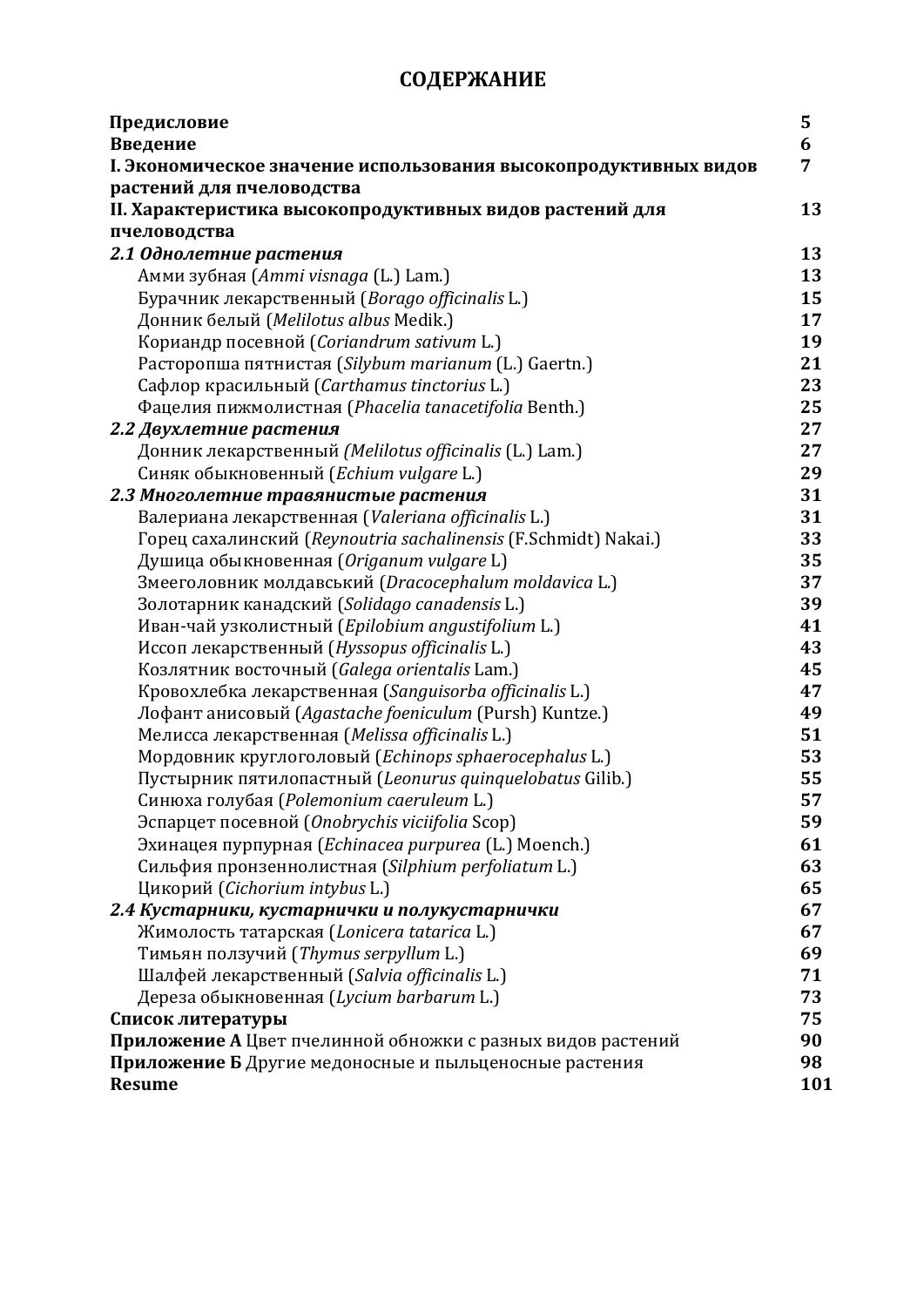# СОДЕРЖАНИЕ

| | |
|---|---|
| **Предисловие** | **5** |
| **Введение** | **6** |
| **I. Экономическое значение использования высокопродуктивных видов растений для пчеловодства** | **7** |
| **II. Характеристика высокопродуктивных видов растений для пчеловодства** | **13** |
| ***2.1 Однолетние растения*** | **13** |
| Амми зубная (*Ammi visnaga* (L.) Lam.) | **13** |
| Бурачник лекарственный (*Borago officinalis* L.) | **15** |
| Донник белый (*Melilotus albus* Medik.) | **17** |
| Кориандр посевной (*Coriandrum sativum* L.) | **19** |
| Расторопша пятнистая (*Silybum marianum* (L.) Gaertn.) | **21** |
| Сафлор красильный (*Carthamus tinctorius* L.) | **23** |
| Фацелия пижмолистная (*Phacelia tanacetifolia* Benth.) | **25** |
| ***2.2 Двухлетние растения*** | **27** |
| Донник лекарственный *(Melilotus officinalis* (L.) Lam.) | **27** |
| Синяк обыкновенный (*Echium vulgare* L.) | **29** |
| ***2.3 Многолетние травянистые растения*** | **31** |
| Валериана лекарственная (*Valeriana officinalis* L.) | **31** |
| Горец сахалинский (*Reynoutria sachalinensis* (F.Schmidt) Nakai.) | **33** |
| Душица обыкновенная (*Origanum vulgare* L) | **35** |
| Змееголовник молдавський (*Dracocephalum moldavica* L.) | **37** |
| Золотарник канадский (*Solidago canadensis* L.) | **39** |
| Иван-чай узколистный (*Epilobium angustifolium* L.) | **41** |
| Иссоп лекарственный (*Hyssopus officinalis* L.) | **43** |
| Козлятник восточный (*Galega orientalis* Lam.) | **45** |
| Кровохлебка лекарственная (*Sanguisorba officinalis* L.) | **47** |
| Лофант анисовый (*Agastache foeniculum* (Pursh) Kuntze.) | **49** |
| Мелисса лекарственная (*Melissa officinalis* L.) | **51** |
| Мордовник круглоголовый (*Echinops sphaerocephalus* L.) | **53** |
| Пустырник пятилопастный (*Leonurus quinquelobatus* Gilib.) | **55** |
| Синюха голубая (*Polemonium caeruleum* L.) | **57** |
| Эспарцет посевной (*Onobrychis viciifolia* Scop) | **59** |
| Эхинацея пурпурная (*Echinacea purpurea* (L.) Moench.) | **61** |
| Сильфия пронзеннолистная (*Silphium perfoliatum* L.) | **63** |
| Цикорий (*Cichorium intybus* L.) | **65** |
| ***2.4 Кустарники, кустарнички и полукустарнички*** | **67** |
| Жимолость татарская (*Lonicera tatarica* L.) | **67** |
| Тимьян ползучий (*Thymus serpyllum* L.) | **69** |
| Шалфей лекарственный (*Salvia officinalis* L.) | **71** |
| Дереза обыкновенная (*Lycium barbarum* L.) | **73** |
| **Список литературы** | **75** |
| **Приложение А** Цвет пчелинной обножки с разных видов растений | **90** |
| **Приложение Б** Другие медоносные и пыльценосные растения | **98** |
| **Resume** | **101** |